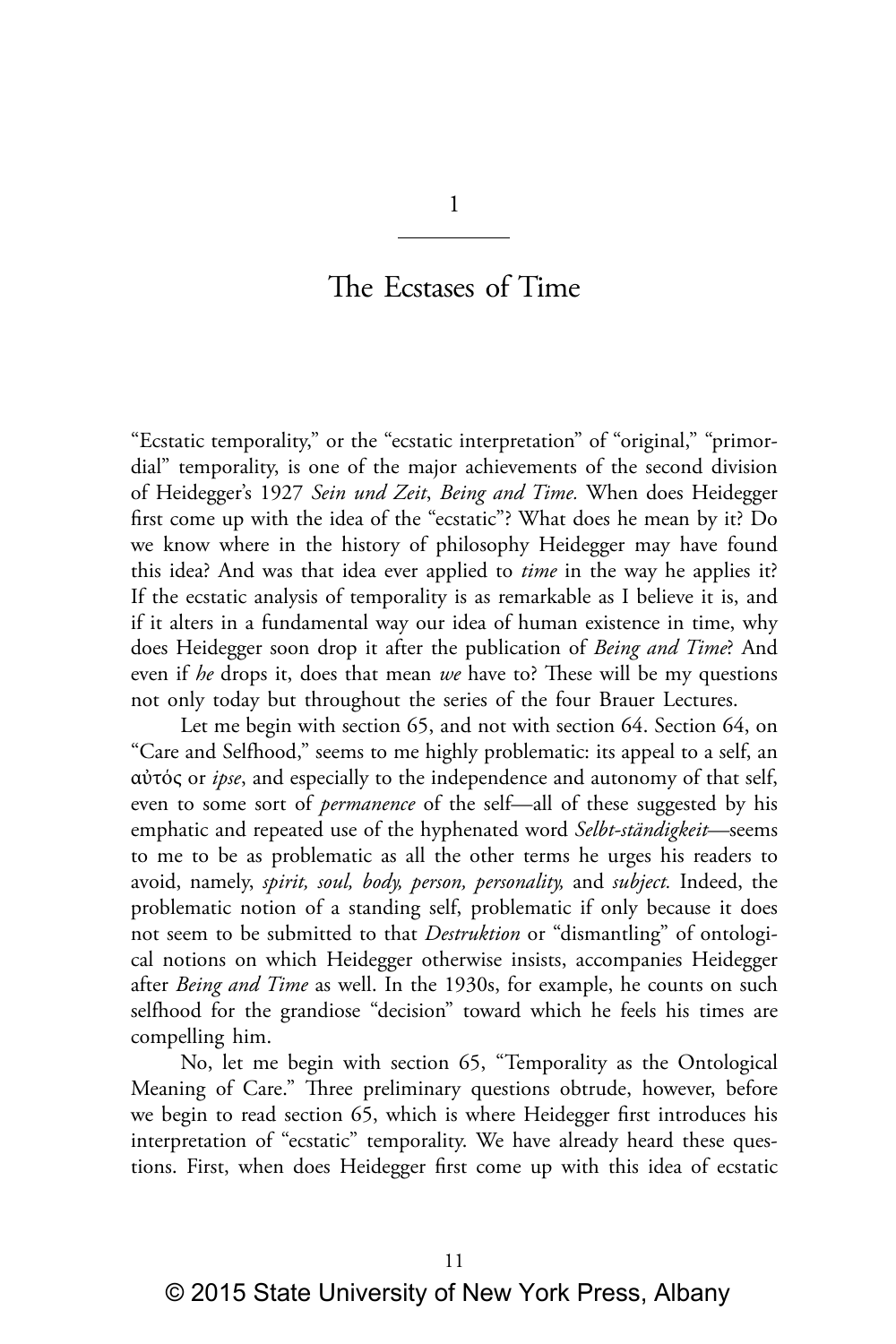# 1

## The Ecstases of Time

"Ecstatic temporality," or the "ecstatic interpretation" of "original," "primordial" temporality, is one of the major achievements of the second division of Heidegger's 1927 *Sein und Zeit*, *Being and Time.* When does Heidegger first come up with the idea of the "ecstatic"? What does he mean by it? Do we know where in the history of philosophy Heidegger may have found this idea? And was that idea ever applied to *time* in the way he applies it? If the ecstatic analysis of temporality is as remarkable as I believe it is, and if it alters in a fundamental way our idea of human existence in time, why does Heidegger soon drop it after the publication of *Being and Time*? And even if *he* drops it, does that mean *we* have to? These will be my questions not only today but throughout the series of the four Brauer Lectures.

Let me begin with section 65, and not with section 64. Section 64, on "Care and Selfhood," seems to me highly problematic: its appeal to a self, an αὐτός or *ipse*, and especially to the independence and autonomy of that self, even to some sort of *permanence* of the self—all of these suggested by his emphatic and repeated use of the hyphenated word *Selbt-ständigkeit*—seems to me to be as problematic as all the other terms he urges his readers to avoid, namely, *spirit, soul, body, person, personality,* and *subject.* Indeed, the problematic notion of a standing self, problematic if only because it does not seem to be submitted to that *Destruktion* or "dismantling" of ontological notions on which Heidegger otherwise insists, accompanies Heidegger after *Being and Time* as well. In the 1930s, for example, he counts on such selfhood for the grandiose "decision" toward which he feels his times are compelling him.

No, let me begin with section 65, "Temporality as the Ontological Meaning of Care." Three preliminary questions obtrude, however, before we begin to read section 65, which is where Heidegger first introduces his interpretation of "ecstatic" temporality. We have already heard these questions. First, when does Heidegger first come up with this idea of ecstatic

© 2015 State University of New York Press, Albany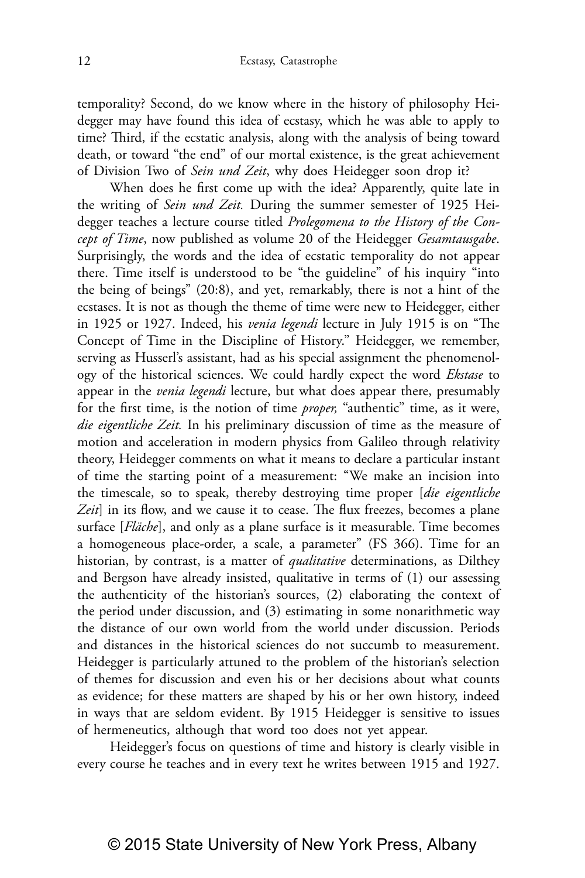temporality? Second, do we know where in the history of philosophy Heidegger may have found this idea of ecstasy, which he was able to apply to time? Third, if the ecstatic analysis, along with the analysis of being toward death, or toward "the end" of our mortal existence, is the great achievement of Division Two of *Sein und Zeit*, why does Heidegger soon drop it?

When does he first come up with the idea? Apparently, quite late in the writing of *Sein und Zeit.* During the summer semester of 1925 Heidegger teaches a lecture course titled *Prolegomena to the History of the Concept of Time*, now published as volume 20 of the Heidegger *Gesamtausgabe*. Surprisingly, the words and the idea of ecstatic temporality do not appear there. Time itself is understood to be "the guideline" of his inquiry "into the being of beings" (20:8), and yet, remarkably, there is not a hint of the ecstases. It is not as though the theme of time were new to Heidegger, either in 1925 or 1927. Indeed, his *venia legendi* lecture in July 1915 is on "The Concept of Time in the Discipline of History." Heidegger, we remember, serving as Husserl's assistant, had as his special assignment the phenomenology of the historical sciences. We could hardly expect the word *Ekstase* to appear in the *venia legendi* lecture, but what does appear there, presumably for the first time, is the notion of time *proper,* "authentic" time, as it were, *die eigentliche Zeit.* In his preliminary discussion of time as the measure of motion and acceleration in modern physics from Galileo through relativity theory, Heidegger comments on what it means to declare a particular instant of time the starting point of a measurement: "We make an incision into the timescale, so to speak, thereby destroying time proper [*die eigentliche Zeit*] in its flow, and we cause it to cease. The flux freezes, becomes a plane surface [*Fläche*], and only as a plane surface is it measurable. Time becomes a homogeneous place-order, a scale, a parameter" (FS 366). Time for an historian, by contrast, is a matter of *qualitative* determinations, as Dilthey and Bergson have already insisted, qualitative in terms of (1) our assessing the authenticity of the historian's sources, (2) elaborating the context of the period under discussion, and (3) estimating in some nonarithmetic way the distance of our own world from the world under discussion. Periods and distances in the historical sciences do not succumb to measurement. Heidegger is particularly attuned to the problem of the historian's selection of themes for discussion and even his or her decisions about what counts as evidence; for these matters are shaped by his or her own history, indeed in ways that are seldom evident. By 1915 Heidegger is sensitive to issues of hermeneutics, although that word too does not yet appear.

Heidegger's focus on questions of time and history is clearly visible in every course he teaches and in every text he writes between 1915 and 1927.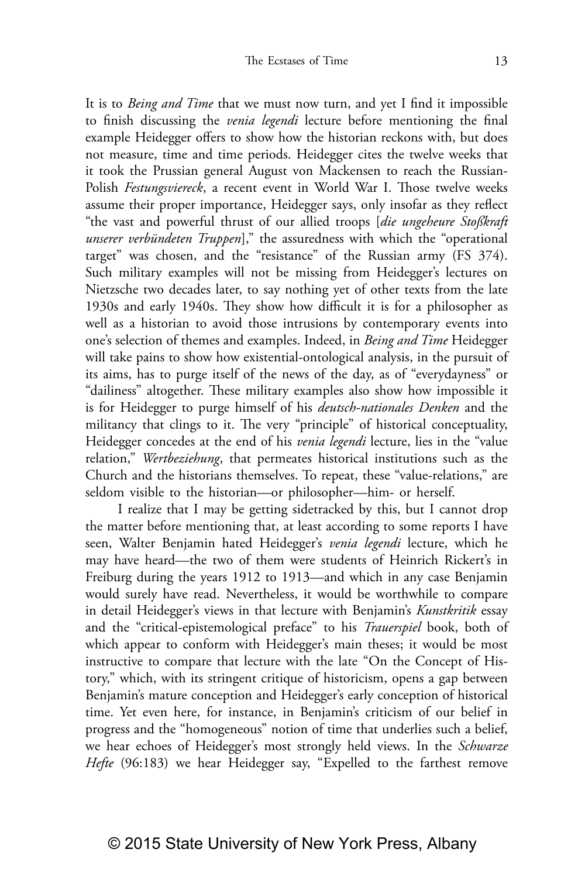It is to *Being and Time* that we must now turn, and yet I find it impossible to finish discussing the *venia legendi* lecture before mentioning the final example Heidegger offers to show how the historian reckons with, but does not measure, time and time periods. Heidegger cites the twelve weeks that it took the Prussian general August von Mackensen to reach the Russian-Polish *Festungsviereck*, a recent event in World War I. Those twelve weeks assume their proper importance, Heidegger says, only insofar as they reflect "the vast and powerful thrust of our allied troops [*die ungeheure Stoßkraft unserer verbündeten Truppen*]," the assuredness with which the "operational target" was chosen, and the "resistance" of the Russian army (FS 374). Such military examples will not be missing from Heidegger's lectures on Nietzsche two decades later, to say nothing yet of other texts from the late 1930s and early 1940s. They show how difficult it is for a philosopher as well as a historian to avoid those intrusions by contemporary events into one's selection of themes and examples. Indeed, in *Being and Time* Heidegger will take pains to show how existential-ontological analysis, in the pursuit of its aims, has to purge itself of the news of the day, as of "everydayness" or "dailiness" altogether. These military examples also show how impossible it is for Heidegger to purge himself of his *deutsch-nationales Denken* and the militancy that clings to it. The very "principle" of historical conceptuality, Heidegger concedes at the end of his *venia legendi* lecture, lies in the "value relation," *Wertbeziehung*, that permeates historical institutions such as the Church and the historians themselves. To repeat, these "value-relations," are seldom visible to the historian—or philosopher—him- or herself.

I realize that I may be getting sidetracked by this, but I cannot drop the matter before mentioning that, at least according to some reports I have seen, Walter Benjamin hated Heidegger's *venia legendi* lecture, which he may have heard—the two of them were students of Heinrich Rickert's in Freiburg during the years 1912 to 1913—and which in any case Benjamin would surely have read. Nevertheless, it would be worthwhile to compare in detail Heidegger's views in that lecture with Benjamin's *Kunstkritik* essay and the "critical-epistemological preface" to his *Trauerspiel* book, both of which appear to conform with Heidegger's main theses; it would be most instructive to compare that lecture with the late "On the Concept of History," which, with its stringent critique of historicism, opens a gap between Benjamin's mature conception and Heidegger's early conception of historical time. Yet even here, for instance, in Benjamin's criticism of our belief in progress and the "homogeneous" notion of time that underlies such a belief, we hear echoes of Heidegger's most strongly held views. In the *Schwarze Hefte* (96:183) we hear Heidegger say, "Expelled to the farthest remove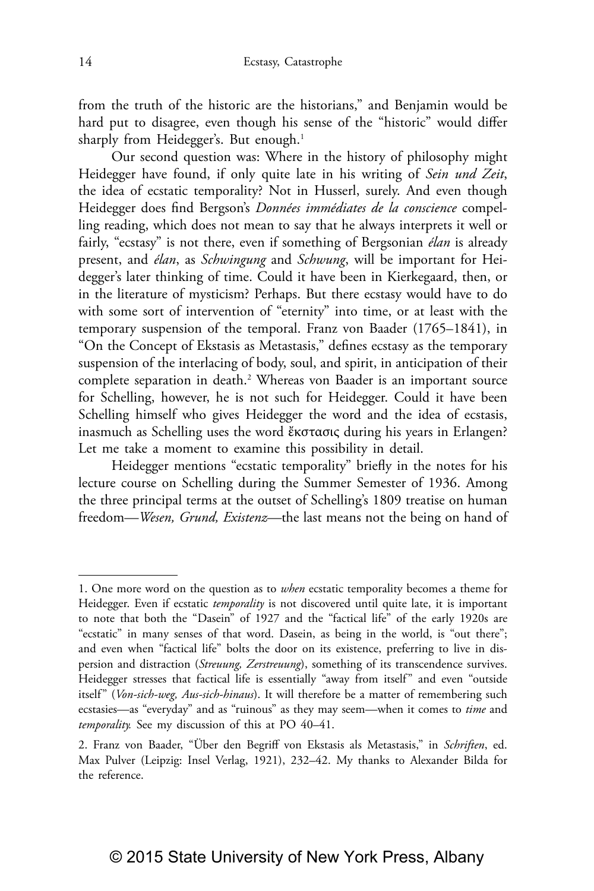from the truth of the historic are the historians," and Benjamin would be hard put to disagree, even though his sense of the "historic" would differ sharply from Heidegger's. But enough.[1]

Our second question was: Where in the history of philosophy might Heidegger have found, if only quite late in his writing of *Sein und Zeit*, the idea of ecstatic temporality? Not in Husserl, surely. And even though Heidegger does find Bergson's *Données immédiates de la conscience* compelling reading, which does not mean to say that he always interprets it well or fairly, "ecstasy" is not there, even if something of Bergsonian *élan* is already present, and *élan*, as *Schwingung* and *Schwung*, will be important for Heidegger's later thinking of time. Could it have been in Kierkegaard, then, or in the literature of mysticism? Perhaps. But there ecstasy would have to do with some sort of intervention of "eternity" into time, or at least with the temporary suspension of the temporal. Franz von Baader (1765–1841), in "On the Concept of Ekstasis as Metastasis," defines ecstasy as the temporary suspension of the interlacing of body, soul, and spirit, in anticipation of their complete separation in death.[2] Whereas von Baader is an important source for Schelling, however, he is not such for Heidegger. Could it have been Schelling himself who gives Heidegger the word and the idea of ecstasis, inasmuch as Schelling uses the word ἔκστασις during his years in Erlangen? Let me take a moment to examine this possibility in detail.

Heidegger mentions "ecstatic temporality" briefly in the notes for his lecture course on Schelling during the Summer Semester of 1936. Among the three principal terms at the outset of Schelling's 1809 treatise on human freedom—*Wesen, Grund, Existenz*—the last means not the being on hand of

---

1. One more word on the question as to *when* ecstatic temporality becomes a theme for Heidegger. Even if ecstatic *temporality* is not discovered until quite late, it is important to note that both the "Dasein" of 1927 and the "factical life" of the early 1920s are "ecstatic" in many senses of that word. Dasein, as being in the world, is "out there"; and even when "factical life" bolts the door on its existence, preferring to live in dispersion and distraction (*Streuung, Zerstreuung*), something of its transcendence survives. Heidegger stresses that factical life is essentially "away from itself" and even "outside itself" (*Von-sich-weg, Aus-sich-hinaus*). It will therefore be a matter of remembering such ecstasies—as "everyday" and as "ruinous" as they may seem—when it comes to *time* and *temporality.* See my discussion of this at PO 40–41.

2. Franz von Baader, "Über den Begriff von Ekstasis als Metastasis," in *Schriften*, ed. Max Pulver (Leipzig: Insel Verlag, 1921), 232–42. My thanks to Alexander Bilda for the reference.

© 2015 State University of New York Press, Albany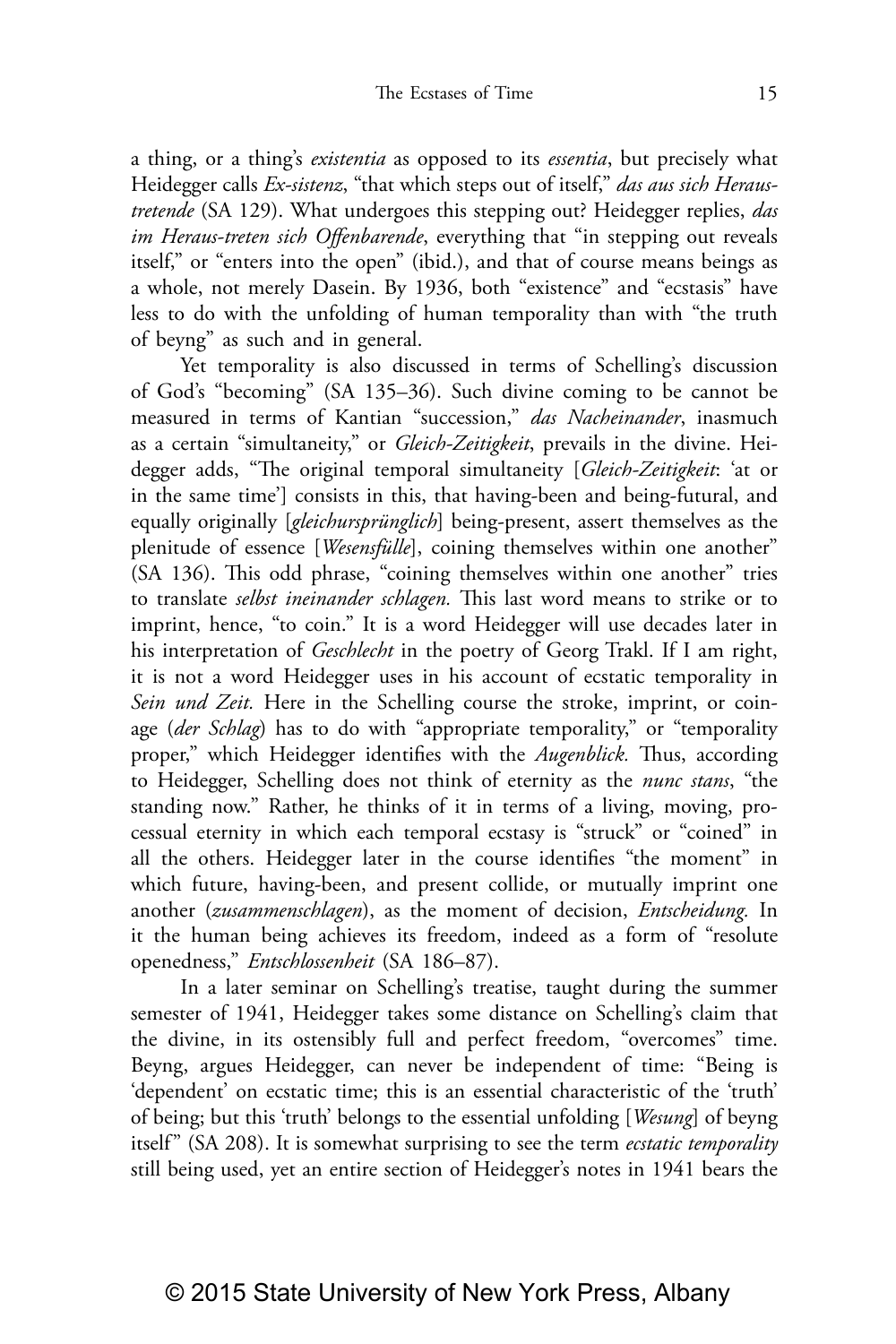a thing, or a thing's *existentia* as opposed to its *essentia*, but precisely what Heidegger calls *Ex-sistenz*, "that which steps out of itself," *das aus sich Heraustretende* (SA 129). What undergoes this stepping out? Heidegger replies, *das im Heraus-treten sich Offenbarende*, everything that "in stepping out reveals itself," or "enters into the open" (ibid.), and that of course means beings as a whole, not merely Dasein. By 1936, both "existence" and "ecstasis" have less to do with the unfolding of human temporality than with "the truth of beyng" as such and in general.

Yet temporality is also discussed in terms of Schelling's discussion of God's "becoming" (SA 135–36). Such divine coming to be cannot be measured in terms of Kantian "succession," *das Nacheinander*, inasmuch as a certain "simultaneity," or *Gleich-Zeitigkeit*, prevails in the divine. Heidegger adds, "The original temporal simultaneity [*Gleich-Zeitigkeit*: 'at or in the same time'] consists in this, that having-been and being-futural, and equally originally [*gleichursprünglich*] being-present, assert themselves as the plenitude of essence [*Wesensfülle*], coining themselves within one another" (SA 136). This odd phrase, "coining themselves within one another" tries to translate *selbst ineinander schlagen.* This last word means to strike or to imprint, hence, "to coin." It is a word Heidegger will use decades later in his interpretation of *Geschlecht* in the poetry of Georg Trakl. If I am right, it is not a word Heidegger uses in his account of ecstatic temporality in *Sein und Zeit.* Here in the Schelling course the stroke, imprint, or coinage (*der Schlag*) has to do with "appropriate temporality," or "temporality proper," which Heidegger identifies with the *Augenblick.* Thus, according to Heidegger, Schelling does not think of eternity as the *nunc stans*, "the standing now." Rather, he thinks of it in terms of a living, moving, processual eternity in which each temporal ecstasy is "struck" or "coined" in all the others. Heidegger later in the course identifies "the moment" in which future, having-been, and present collide, or mutually imprint one another (*zusammenschlagen*), as the moment of decision, *Entscheidung.* In it the human being achieves its freedom, indeed as a form of "resolute openedness," *Entschlossenheit* (SA 186–87).

In a later seminar on Schelling's treatise, taught during the summer semester of 1941, Heidegger takes some distance on Schelling's claim that the divine, in its ostensibly full and perfect freedom, "overcomes" time. Beyng, argues Heidegger, can never be independent of time: "Being is 'dependent' on ecstatic time; this is an essential characteristic of the 'truth' of being; but this 'truth' belongs to the essential unfolding [*Wesung*] of beyng itself" (SA 208). It is somewhat surprising to see the term *ecstatic temporality* still being used, yet an entire section of Heidegger's notes in 1941 bears the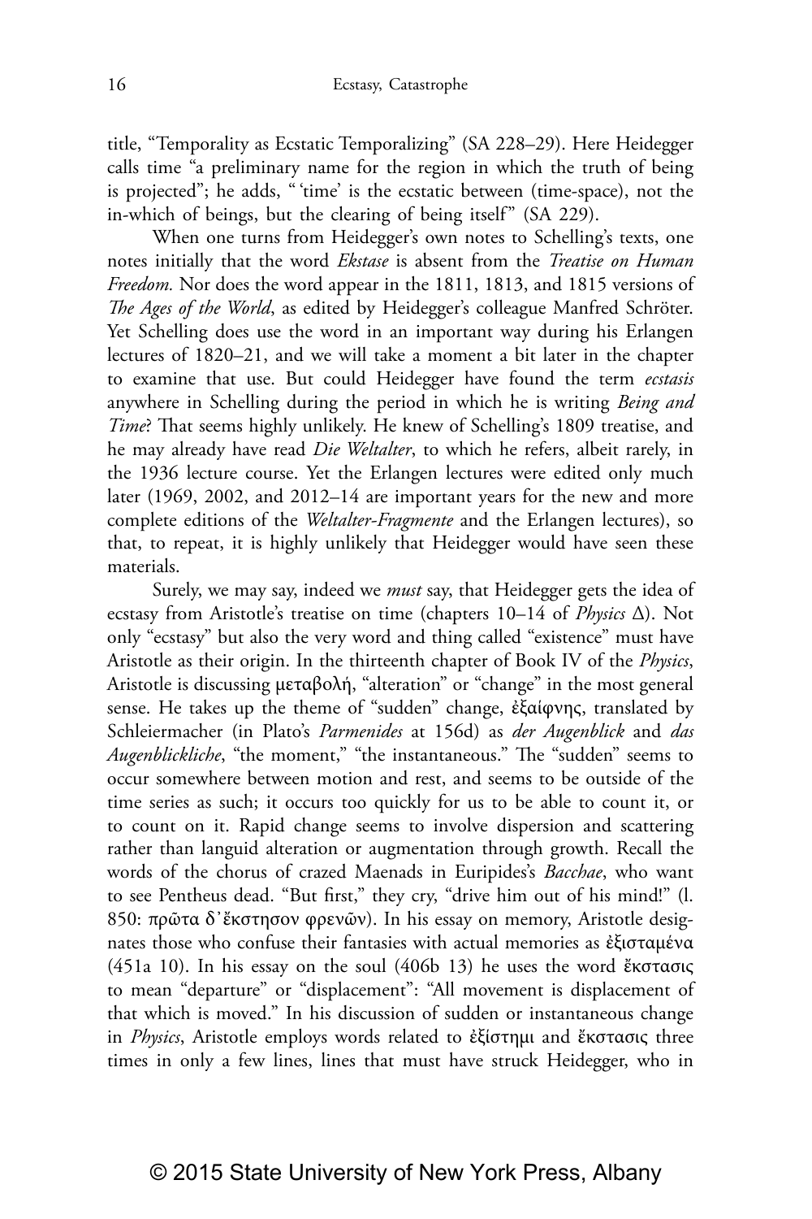title, "Temporality as Ecstatic Temporalizing" (SA 228–29). Here Heidegger calls time "a preliminary name for the region in which the truth of being is projected"; he adds, " 'time' is the ecstatic between (time-space), not the in-which of beings, but the clearing of being itself" (SA 229).

When one turns from Heidegger's own notes to Schelling's texts, one notes initially that the word *Ekstase* is absent from the *Treatise on Human Freedom.* Nor does the word appear in the 1811, 1813, and 1815 versions of *The Ages of the World*, as edited by Heidegger's colleague Manfred Schröter. Yet Schelling does use the word in an important way during his Erlangen lectures of 1820–21, and we will take a moment a bit later in the chapter to examine that use. But could Heidegger have found the term *ecstasis* anywhere in Schelling during the period in which he is writing *Being and Time*? That seems highly unlikely. He knew of Schelling's 1809 treatise, and he may already have read *Die Weltalter*, to which he refers, albeit rarely, in the 1936 lecture course. Yet the Erlangen lectures were edited only much later (1969, 2002, and 2012–14 are important years for the new and more complete editions of the *Weltalter-Fragmente* and the Erlangen lectures), so that, to repeat, it is highly unlikely that Heidegger would have seen these materials.

Surely, we may say, indeed we *must* say, that Heidegger gets the idea of ecstasy from Aristotle's treatise on time (chapters 10–14 of *Physics* Δ). Not only "ecstasy" but also the very word and thing called "existence" must have Aristotle as their origin. In the thirteenth chapter of Book IV of the *Physics*, Aristotle is discussing μεταβολή, "alteration" or "change" in the most general sense. He takes up the theme of "sudden" change, ἐξαίφνης, translated by Schleiermacher (in Plato's *Parmenides* at 156d) as *der Augenblick* and *das Augenblickliche*, "the moment," "the instantaneous." The "sudden" seems to occur somewhere between motion and rest, and seems to be outside of the time series as such; it occurs too quickly for us to be able to count it, or to count on it. Rapid change seems to involve dispersion and scattering rather than languid alteration or augmentation through growth. Recall the words of the chorus of crazed Maenads in Euripides's *Bacchae*, who want to see Pentheus dead. "But first," they cry, "drive him out of his mind!" (l. 850: πρῶτα δ᾽ἔκστησον φρενῶν). In his essay on memory, Aristotle designates those who confuse their fantasies with actual memories as ἐξισταμένα (451a 10). In his essay on the soul (406b 13) he uses the word ἔκστασις to mean "departure" or "displacement": "All movement is displacement of that which is moved." In his discussion of sudden or instantaneous change in *Physics*, Aristotle employs words related to ἐξίστημι and ἔκστασις three times in only a few lines, lines that must have struck Heidegger, who in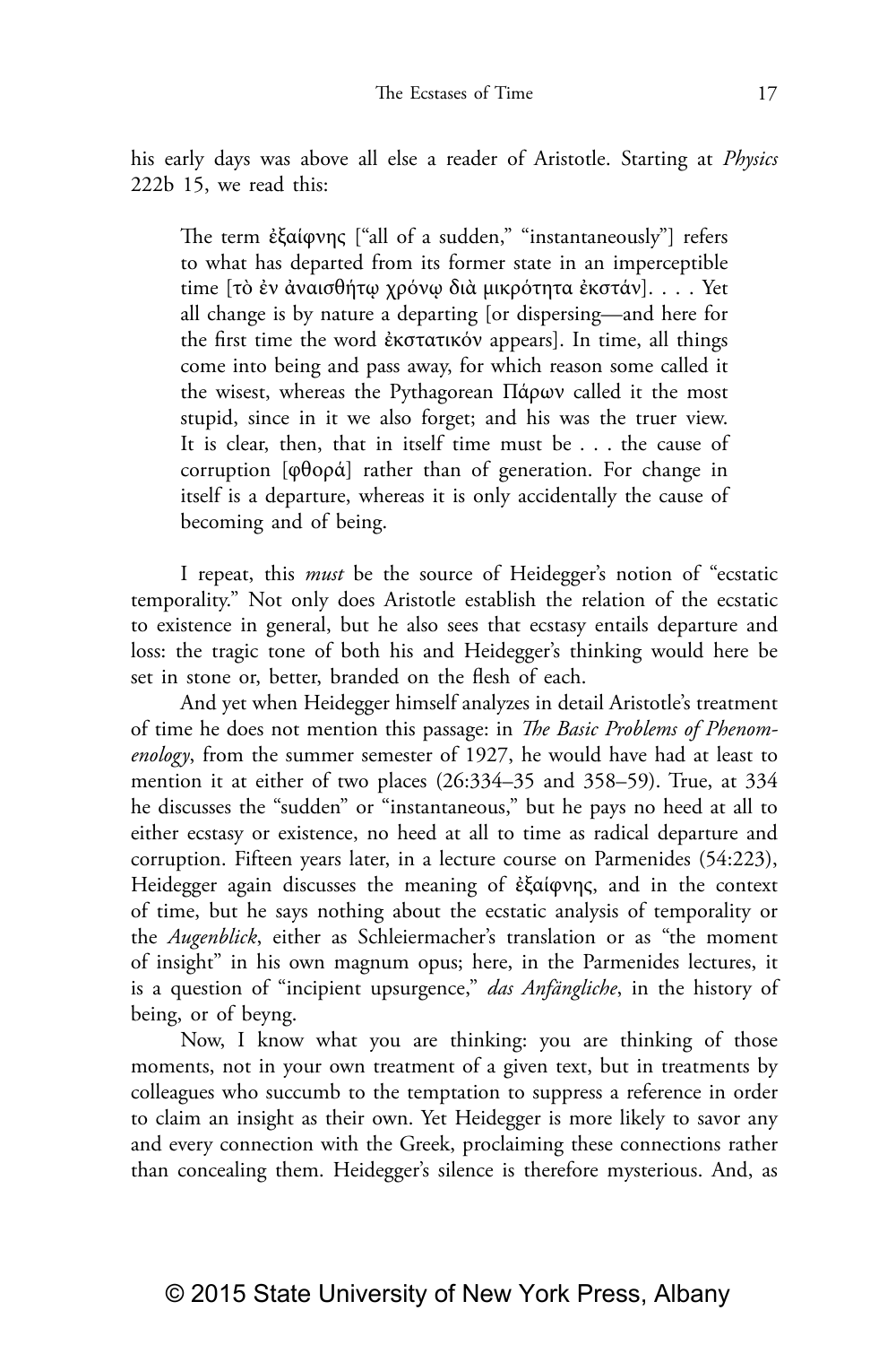his early days was above all else a reader of Aristotle. Starting at *Physics* 222b 15, we read this:

> The term ἐξαίφνης ["all of a sudden," "instantaneously"] refers to what has departed from its former state in an imperceptible time [τὸ ἐν ἀναισθήτῳ χρόνῳ διὰ μικρότητα ἐκστάν]. . . . Yet all change is by nature a departing [or dispersing—and here for the first time the word ἐκστατικόν appears]. In time, all things come into being and pass away, for which reason some called it the wisest, whereas the Pythagorean Πάρων called it the most stupid, since in it we also forget; and his was the truer view. It is clear, then, that in itself time must be . . . the cause of corruption [φθορά] rather than of generation. For change in itself is a departure, whereas it is only accidentally the cause of becoming and of being.

I repeat, this *must* be the source of Heidegger's notion of "ecstatic temporality." Not only does Aristotle establish the relation of the ecstatic to existence in general, but he also sees that ecstasy entails departure and loss: the tragic tone of both his and Heidegger's thinking would here be set in stone or, better, branded on the flesh of each.

And yet when Heidegger himself analyzes in detail Aristotle's treatment of time he does not mention this passage: in *The Basic Problems of Phenomenology*, from the summer semester of 1927, he would have had at least to mention it at either of two places (26:334–35 and 358–59). True, at 334 he discusses the "sudden" or "instantaneous," but he pays no heed at all to either ecstasy or existence, no heed at all to time as radical departure and corruption. Fifteen years later, in a lecture course on Parmenides (54:223), Heidegger again discusses the meaning of ἐξαίφνης, and in the context of time, but he says nothing about the ecstatic analysis of temporality or the *Augenblick*, either as Schleiermacher's translation or as "the moment of insight" in his own magnum opus; here, in the Parmenides lectures, it is a question of "incipient upsurgence," *das Anfängliche*, in the history of being, or of beyng.

Now, I know what you are thinking: you are thinking of those moments, not in your own treatment of a given text, but in treatments by colleagues who succumb to the temptation to suppress a reference in order to claim an insight as their own. Yet Heidegger is more likely to savor any and every connection with the Greek, proclaiming these connections rather than concealing them. Heidegger's silence is therefore mysterious. And, as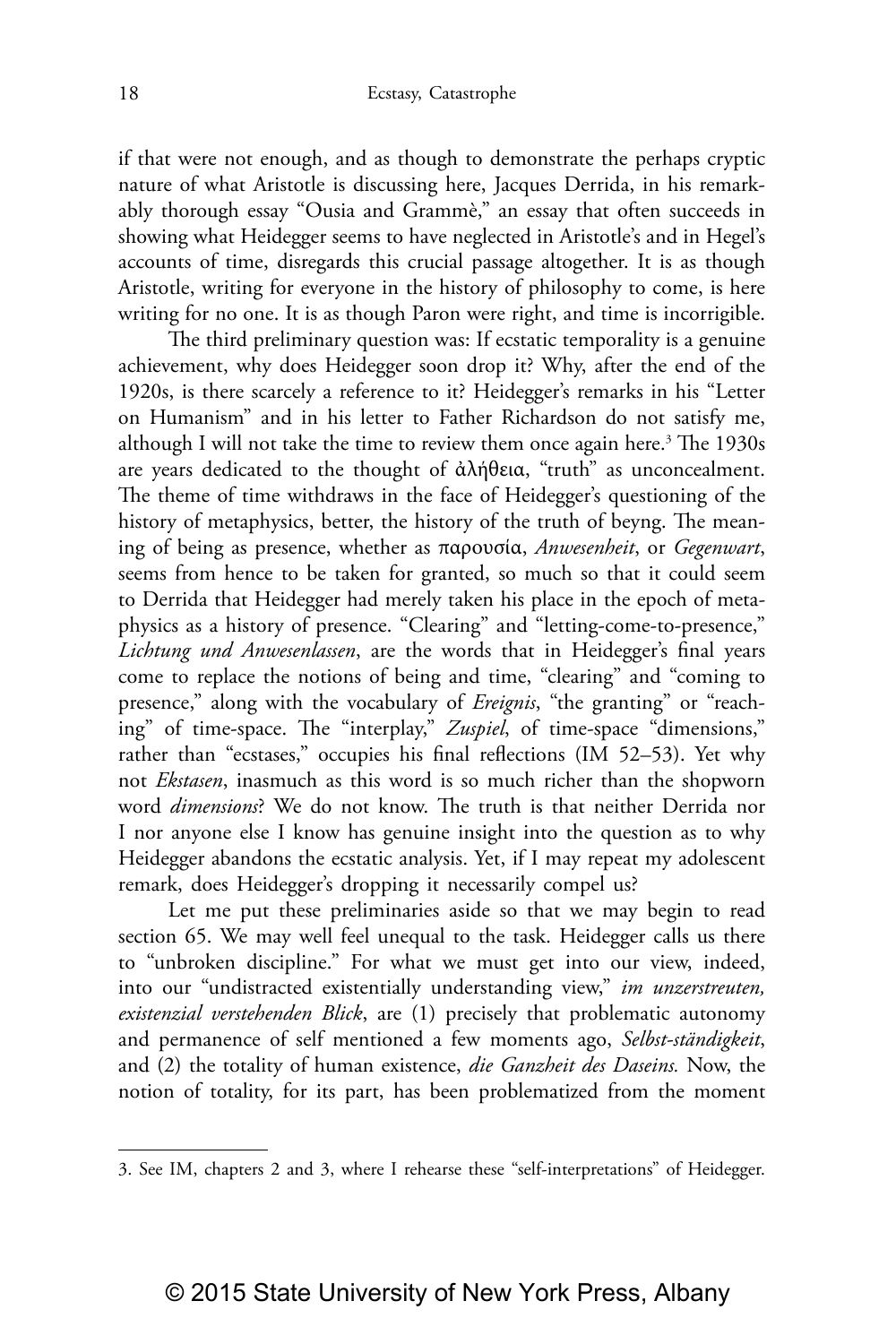if that were not enough, and as though to demonstrate the perhaps cryptic nature of what Aristotle is discussing here, Jacques Derrida, in his remarkably thorough essay "Ousia and Grammè," an essay that often succeeds in showing what Heidegger seems to have neglected in Aristotle's and in Hegel's accounts of time, disregards this crucial passage altogether. It is as though Aristotle, writing for everyone in the history of philosophy to come, is here writing for no one. It is as though Paron were right, and time is incorrigible.

The third preliminary question was: If ecstatic temporality is a genuine achievement, why does Heidegger soon drop it? Why, after the end of the 1920s, is there scarcely a reference to it? Heidegger's remarks in his "Letter on Humanism" and in his letter to Father Richardson do not satisfy me, although I will not take the time to review them once again here.[3] The 1930s are years dedicated to the thought of ἀλήθεια, "truth" as unconcealment. The theme of time withdraws in the face of Heidegger's questioning of the history of metaphysics, better, the history of the truth of beyng. The meaning of being as presence, whether as παρουσία, *Anwesenheit*, or *Gegenwart*, seems from hence to be taken for granted, so much so that it could seem to Derrida that Heidegger had merely taken his place in the epoch of metaphysics as a history of presence. "Clearing" and "letting-come-to-presence," *Lichtung und Anwesenlassen*, are the words that in Heidegger's final years come to replace the notions of being and time, "clearing" and "coming to presence," along with the vocabulary of *Ereignis*, "the granting" or "reaching" of time-space. The "interplay," *Zuspiel*, of time-space "dimensions," rather than "ecstases," occupies his final reflections (IM 52–53). Yet why not *Ekstasen*, inasmuch as this word is so much richer than the shopworn word *dimensions*? We do not know. The truth is that neither Derrida nor I nor anyone else I know has genuine insight into the question as to why Heidegger abandons the ecstatic analysis. Yet, if I may repeat my adolescent remark, does Heidegger's dropping it necessarily compel us?

Let me put these preliminaries aside so that we may begin to read section 65. We may well feel unequal to the task. Heidegger calls us there to "unbroken discipline." For what we must get into our view, indeed, into our "undistracted existentially understanding view," *im unzerstreuten, existenzial verstehenden Blick*, are (1) precisely that problematic autonomy and permanence of self mentioned a few moments ago, *Selbst-ständigkeit*, and (2) the totality of human existence, *die Ganzheit des Daseins.* Now, the notion of totality, for its part, has been problematized from the moment

---

3. See IM, chapters 2 and 3, where I rehearse these "self-interpretations" of Heidegger.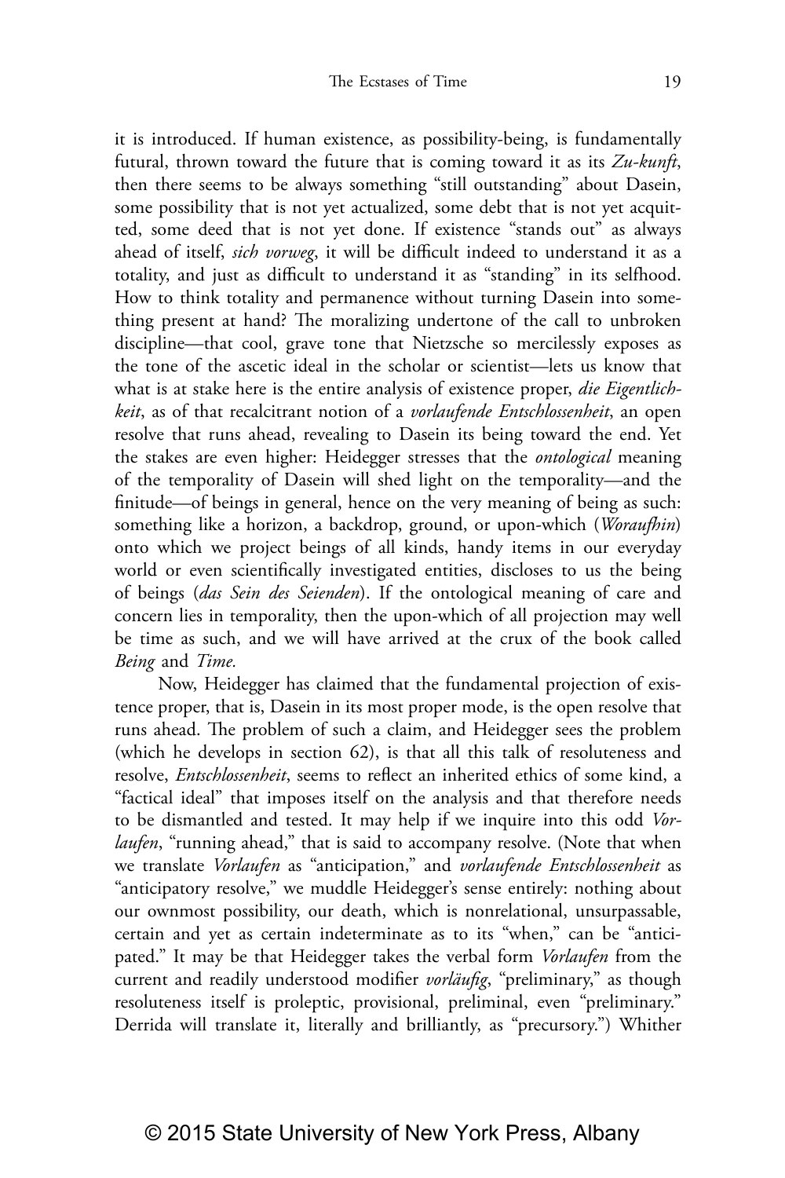it is introduced. If human existence, as possibility-being, is fundamentally futural, thrown toward the future that is coming toward it as its *Zu-kunft*, then there seems to be always something "still outstanding" about Dasein, some possibility that is not yet actualized, some debt that is not yet acquitted, some deed that is not yet done. If existence "stands out" as always ahead of itself, *sich vorweg*, it will be difficult indeed to understand it as a totality, and just as difficult to understand it as "standing" in its selfhood. How to think totality and permanence without turning Dasein into something present at hand? The moralizing undertone of the call to unbroken discipline—that cool, grave tone that Nietzsche so mercilessly exposes as the tone of the ascetic ideal in the scholar or scientist—lets us know that what is at stake here is the entire analysis of existence proper, *die Eigentlichkeit*, as of that recalcitrant notion of a *vorlaufende Entschlossenheit*, an open resolve that runs ahead, revealing to Dasein its being toward the end. Yet the stakes are even higher: Heidegger stresses that the *ontological* meaning of the temporality of Dasein will shed light on the temporality—and the finitude—of beings in general, hence on the very meaning of being as such: something like a horizon, a backdrop, ground, or upon-which (*Woraufhin*) onto which we project beings of all kinds, handy items in our everyday world or even scientifically investigated entities, discloses to us the being of beings (*das Sein des Seienden*). If the ontological meaning of care and concern lies in temporality, then the upon-which of all projection may well be time as such, and we will have arrived at the crux of the book called *Being* and *Time.*

Now, Heidegger has claimed that the fundamental projection of existence proper, that is, Dasein in its most proper mode, is the open resolve that runs ahead. The problem of such a claim, and Heidegger sees the problem (which he develops in section 62), is that all this talk of resoluteness and resolve, *Entschlossenheit*, seems to reflect an inherited ethics of some kind, a "factical ideal" that imposes itself on the analysis and that therefore needs to be dismantled and tested. It may help if we inquire into this odd *Vorlaufen*, "running ahead," that is said to accompany resolve. (Note that when we translate *Vorlaufen* as "anticipation," and *vorlaufende Entschlossenheit* as "anticipatory resolve," we muddle Heidegger's sense entirely: nothing about our ownmost possibility, our death, which is nonrelational, unsurpassable, certain and yet as certain indeterminate as to its "when," can be "anticipated." It may be that Heidegger takes the verbal form *Vorlaufen* from the current and readily understood modifier *vorläufig*, "preliminary," as though resoluteness itself is proleptic, provisional, preliminal, even "preliminary." Derrida will translate it, literally and brilliantly, as "precursory.") Whither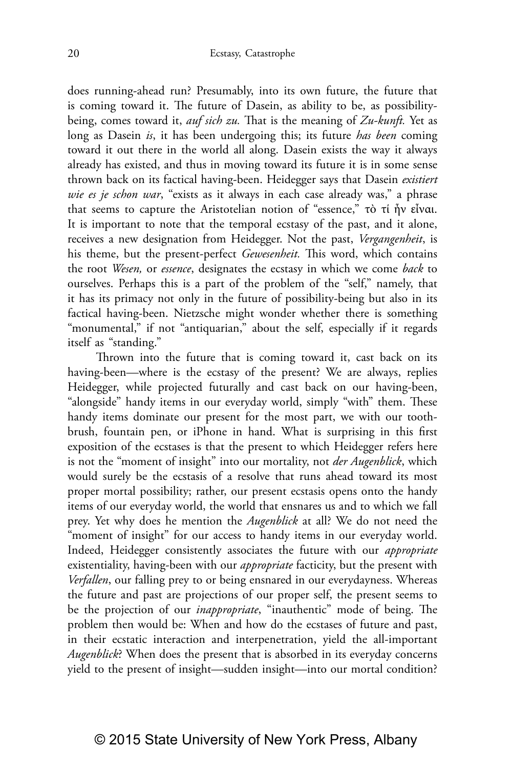does running-ahead run? Presumably, into its own future, the future that is coming toward it. The future of Dasein, as ability to be, as possibility-being, comes toward it, *auf sich zu.* That is the meaning of *Zu-kunft.* Yet as long as Dasein *is*, it has been undergoing this; its future *has been* coming toward it out there in the world all along. Dasein exists the way it always already has existed, and thus in moving toward its future it is in some sense thrown back on its factical having-been. Heidegger says that Dasein *existiert wie es je schon war*, "exists as it always in each case already was," a phrase that seems to capture the Aristotelian notion of "essence," τὸ τί ἦν εἶναι. It is important to note that the temporal ecstasy of the past, and it alone, receives a new designation from Heidegger. Not the past, *Vergangenheit*, is his theme, but the present-perfect *Gewesenheit.* This word, which contains the root *Wesen,* or *essence*, designates the ecstasy in which we come *back* to ourselves. Perhaps this is a part of the problem of the "self," namely, that it has its primacy not only in the future of possibility-being but also in its factical having-been. Nietzsche might wonder whether there is something "monumental," if not "antiquarian," about the self, especially if it regards itself as "standing."

Thrown into the future that is coming toward it, cast back on its having-been—where is the ecstasy of the present? We are always, replies Heidegger, while projected futurally and cast back on our having-been, "alongside" handy items in our everyday world, simply "with" them. These handy items dominate our present for the most part, we with our toothbrush, fountain pen, or iPhone in hand. What is surprising in this first exposition of the ecstases is that the present to which Heidegger refers here is not the "moment of insight" into our mortality, not *der Augenblick*, which would surely be the ecstasis of a resolve that runs ahead toward its most proper mortal possibility; rather, our present ecstasis opens onto the handy items of our everyday world, the world that ensnares us and to which we fall prey. Yet why does he mention the *Augenblick* at all? We do not need the "moment of insight" for our access to handy items in our everyday world. Indeed, Heidegger consistently associates the future with our *appropriate* existentiality, having-been with our *appropriate* facticity, but the present with *Verfallen*, our falling prey to or being ensnared in our everydayness. Whereas the future and past are projections of our proper self, the present seems to be the projection of our *inappropriate*, "inauthentic" mode of being. The problem then would be: When and how do the ecstases of future and past, in their ecstatic interaction and interpenetration, yield the all-important *Augenblick*? When does the present that is absorbed in its everyday concerns yield to the present of insight—sudden insight—into our mortal condition?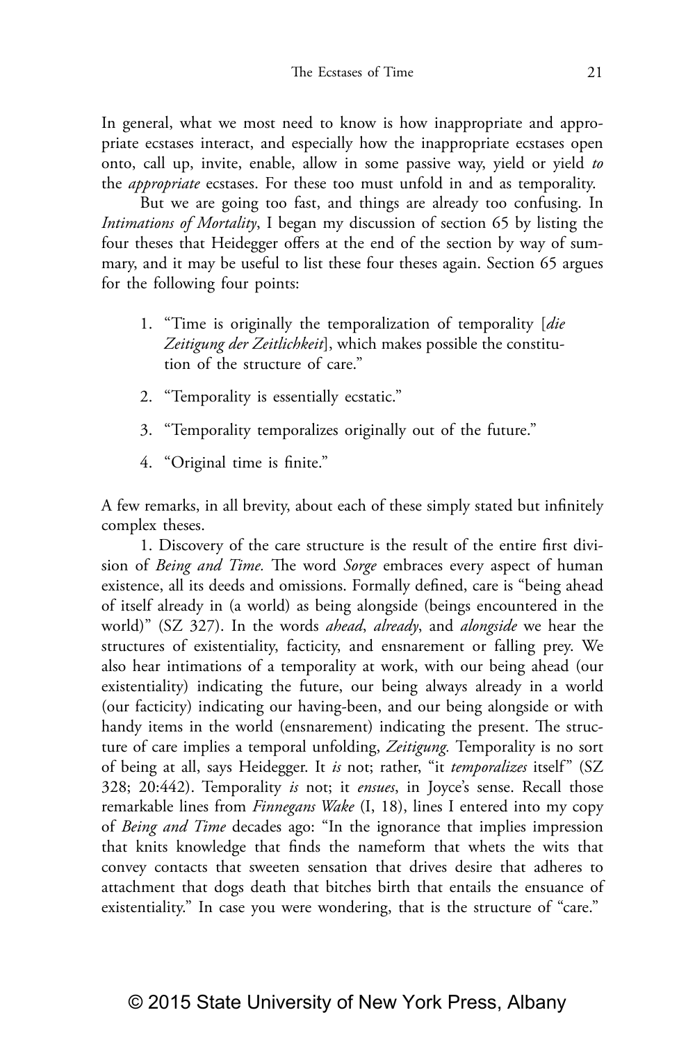In general, what we most need to know is how inappropriate and appropriate ecstases interact, and especially how the inappropriate ecstases open onto, call up, invite, enable, allow in some passive way, yield or yield *to* the *appropriate* ecstases. For these too must unfold in and as temporality.

But we are going too fast, and things are already too confusing. In *Intimations of Mortality*, I began my discussion of section 65 by listing the four theses that Heidegger offers at the end of the section by way of summary, and it may be useful to list these four theses again. Section 65 argues for the following four points:

1. "Time is originally the temporalization of temporality [*die Zeitigung der Zeitlichkeit*], which makes possible the constitution of the structure of care."
2. "Temporality is essentially ecstatic."
3. "Temporality temporalizes originally out of the future."
4. "Original time is finite."

A few remarks, in all brevity, about each of these simply stated but infinitely complex theses.

1. Discovery of the care structure is the result of the entire first division of *Being and Time.* The word *Sorge* embraces every aspect of human existence, all its deeds and omissions. Formally defined, care is "being ahead of itself already in (a world) as being alongside (beings encountered in the world)" (SZ 327). In the words *ahead*, *already*, and *alongside* we hear the structures of existentiality, facticity, and ensnarement or falling prey. We also hear intimations of a temporality at work, with our being ahead (our existentiality) indicating the future, our being always already in a world (our facticity) indicating our having-been, and our being alongside or with handy items in the world (ensnarement) indicating the present. The structure of care implies a temporal unfolding, *Zeitigung.* Temporality is no sort of being at all, says Heidegger. It *is* not; rather, "it *temporalizes* itself" (SZ 328; 20:442). Temporality *is* not; it *ensues*, in Joyce's sense. Recall those remarkable lines from *Finnegans Wake* (I, 18), lines I entered into my copy of *Being and Time* decades ago: "In the ignorance that implies impression that knits knowledge that finds the nameform that whets the wits that convey contacts that sweeten sensation that drives desire that adheres to attachment that dogs death that bitches birth that entails the ensuance of existentiality." In case you were wondering, that is the structure of "care."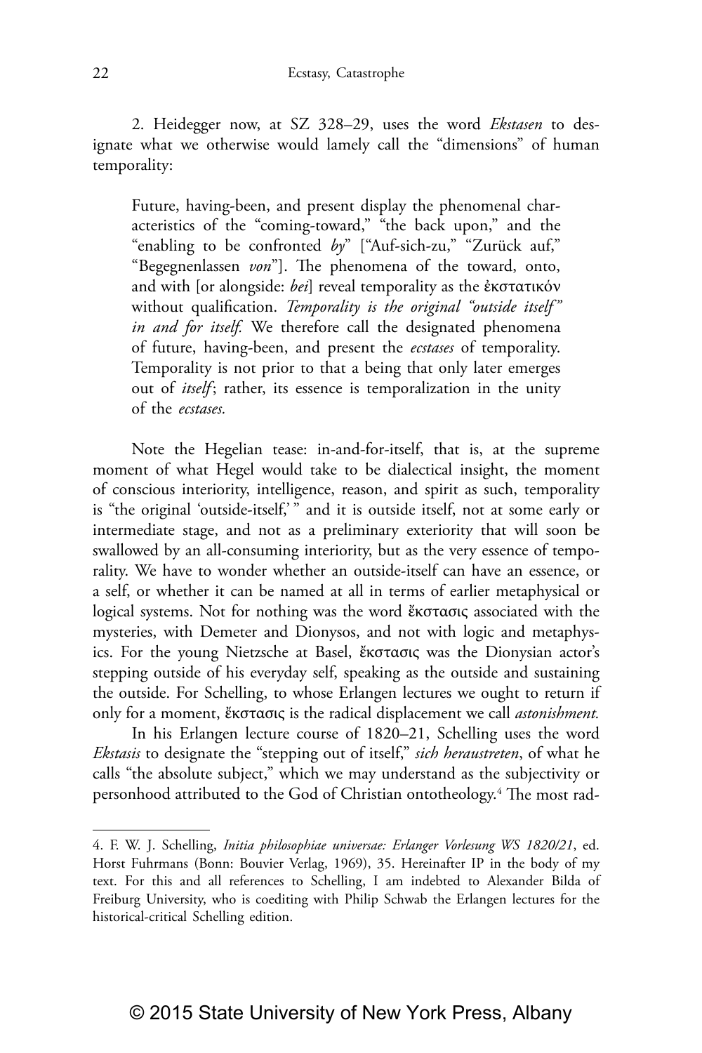2. Heidegger now, at SZ 328–29, uses the word *Ekstasen* to designate what we otherwise would lamely call the "dimensions" of human temporality:

> Future, having-been, and present display the phenomenal characteristics of the "coming-toward," "the back upon," and the "enabling to be confronted *by*" ["Auf-sich-zu," "Zurück auf," "Begegnenlassen *von*"]. The phenomena of the toward, onto, and with [or alongside: *bei*] reveal temporality as the ἐκστατικόν without qualification. *Temporality is the original "outside itself" in and for itself.* We therefore call the designated phenomena of future, having-been, and present the *ecstases* of temporality. Temporality is not prior to that a being that only later emerges out of *itself*; rather, its essence is temporalization in the unity of the *ecstases.*

Note the Hegelian tease: in-and-for-itself, that is, at the supreme moment of what Hegel would take to be dialectical insight, the moment of conscious interiority, intelligence, reason, and spirit as such, temporality is "the original 'outside-itself,' " and it is outside itself, not at some early or intermediate stage, and not as a preliminary exteriority that will soon be swallowed by an all-consuming interiority, but as the very essence of temporality. We have to wonder whether an outside-itself can have an essence, or a self, or whether it can be named at all in terms of earlier metaphysical or logical systems. Not for nothing was the word ἔκστασις associated with the mysteries, with Demeter and Dionysos, and not with logic and metaphysics. For the young Nietzsche at Basel, ἔκστασις was the Dionysian actor's stepping outside of his everyday self, speaking as the outside and sustaining the outside. For Schelling, to whose Erlangen lectures we ought to return if only for a moment, ἔκστασις is the radical displacement we call *astonishment.*

In his Erlangen lecture course of 1820–21, Schelling uses the word *Ekstasis* to designate the "stepping out of itself," *sich heraustreten*, of what he calls "the absolute subject," which we may understand as the subjectivity or personhood attributed to the God of Christian ontotheology.[4] The most rad-

---

4. F. W. J. Schelling, *Initia philosophiae universae: Erlanger Vorlesung WS 1820/21*, ed. Horst Fuhrmans (Bonn: Bouvier Verlag, 1969), 35. Hereinafter IP in the body of my text. For this and all references to Schelling, I am indebted to Alexander Bilda of Freiburg University, who is coediting with Philip Schwab the Erlangen lectures for the historical-critical Schelling edition.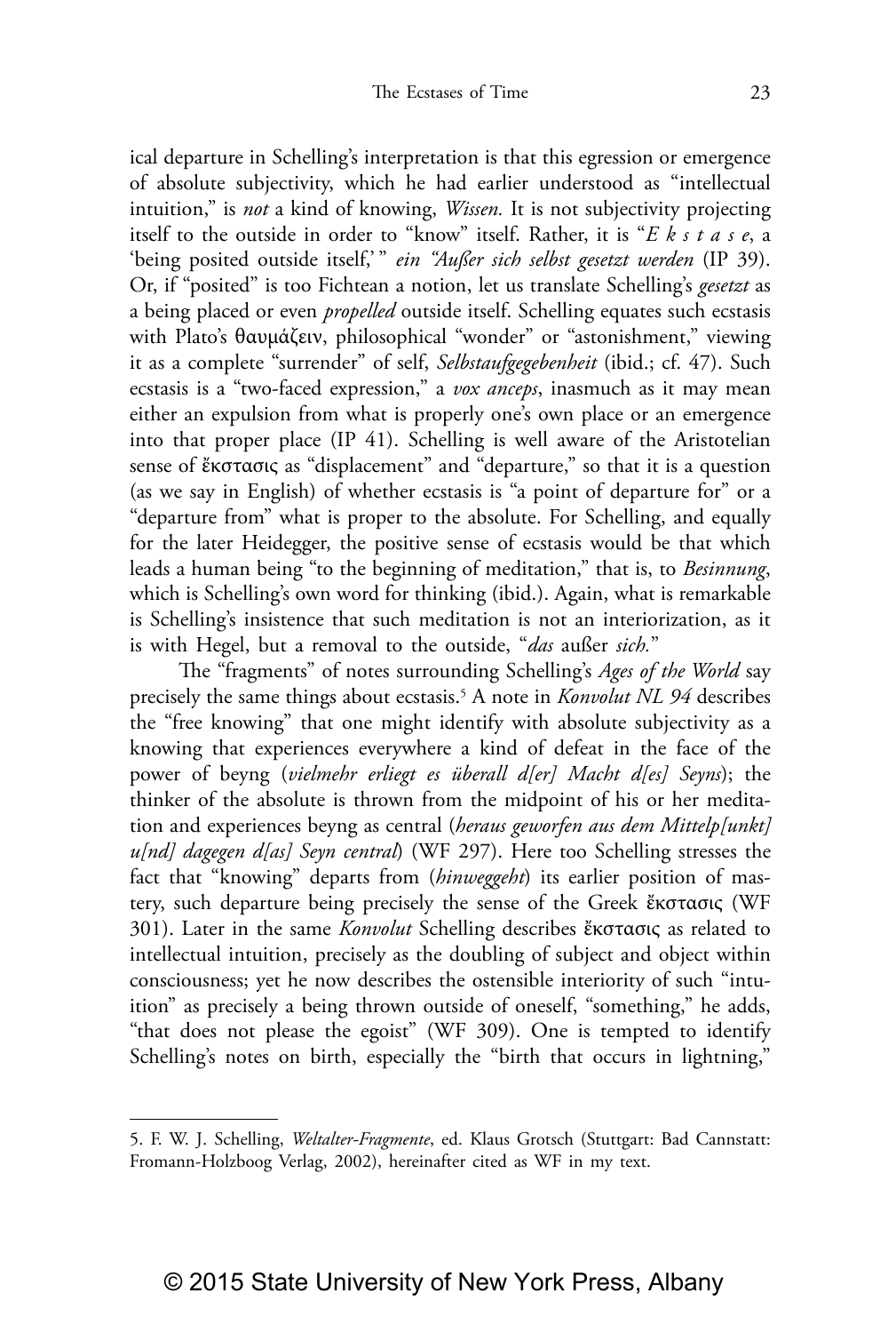ical departure in Schelling's interpretation is that this egression or emergence of absolute subjectivity, which he had earlier understood as "intellectual intuition," is *not* a kind of knowing, *Wissen.* It is not subjectivity projecting itself to the outside in order to "know" itself. Rather, it is "*E k s t a s e*, a 'being posited outside itself,'" *ein "Außer sich selbst gesetzt werden* (IP 39). Or, if "posited" is too Fichtean a notion, let us translate Schelling's *gesetzt* as a being placed or even *propelled* outside itself. Schelling equates such ecstasis with Plato's θαυμάζειν, philosophical "wonder" or "astonishment," viewing it as a complete "surrender" of self, *Selbstaufgegebenheit* (ibid.; cf. 47). Such ecstasis is a "two-faced expression," a *vox anceps*, inasmuch as it may mean either an expulsion from what is properly one's own place or an emergence into that proper place (IP 41). Schelling is well aware of the Aristotelian sense of ἔκστασις as "displacement" and "departure," so that it is a question (as we say in English) of whether ecstasis is "a point of departure for" or a "departure from" what is proper to the absolute. For Schelling, and equally for the later Heidegger, the positive sense of ecstasis would be that which leads a human being "to the beginning of meditation," that is, to *Besinnung*, which is Schelling's own word for thinking (ibid.). Again, what is remarkable is Schelling's insistence that such meditation is not an interiorization, as it is with Hegel, but a removal to the outside, "*das* außer *sich.*"

The "fragments" of notes surrounding Schelling's *Ages of the World* say precisely the same things about ecstasis.[5] A note in *Konvolut NL 94* describes the "free knowing" that one might identify with absolute subjectivity as a knowing that experiences everywhere a kind of defeat in the face of the power of beyng (*vielmehr erliegt es überall d[er] Macht d[es] Seyns*); the thinker of the absolute is thrown from the midpoint of his or her meditation and experiences beyng as central (*heraus geworfen aus dem Mittelp[unkt] u[nd] dagegen d[as] Seyn central*) (WF 297). Here too Schelling stresses the fact that "knowing" departs from (*hinweggeht*) its earlier position of mastery, such departure being precisely the sense of the Greek ἔκστασις (WF 301). Later in the same *Konvolut* Schelling describes ἔκστασις as related to intellectual intuition, precisely as the doubling of subject and object within consciousness; yet he now describes the ostensible interiority of such "intuition" as precisely a being thrown outside of oneself, "something," he adds, "that does not please the egoist" (WF 309). One is tempted to identify Schelling's notes on birth, especially the "birth that occurs in lightning,"

---

5. F. W. J. Schelling, *Weltalter-Fragmente*, ed. Klaus Grotsch (Stuttgart: Bad Cannstatt: Fromann-Holzboog Verlag, 2002), hereinafter cited as WF in my text.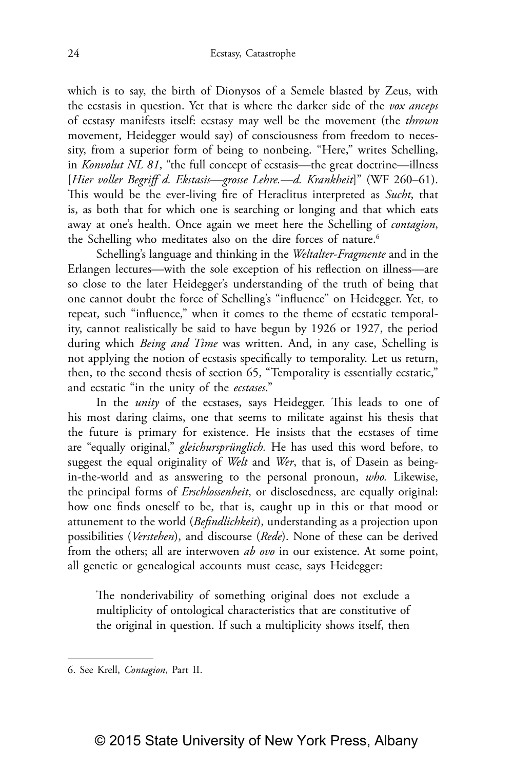which is to say, the birth of Dionysos of a Semele blasted by Zeus, with the ecstasis in question. Yet that is where the darker side of the *vox anceps* of ecstasy manifests itself: ecstasy may well be the movement (the *thrown* movement, Heidegger would say) of consciousness from freedom to necessity, from a superior form of being to nonbeing. "Here," writes Schelling, in *Konvolut NL 81*, "the full concept of ecstasis—the great doctrine—illness [*Hier voller Begriff d. Ekstasis—grosse Lehre.—d. Krankheit*]" (WF 260–61). This would be the ever-living fire of Heraclitus interpreted as *Sucht*, that is, as both that for which one is searching or longing and that which eats away at one's health. Once again we meet here the Schelling of *contagion*, the Schelling who meditates also on the dire forces of nature.[6]

Schelling's language and thinking in the *Weltalter-Fragmente* and in the Erlangen lectures—with the sole exception of his reflection on illness—are so close to the later Heidegger's understanding of the truth of being that one cannot doubt the force of Schelling's "influence" on Heidegger. Yet, to repeat, such "influence," when it comes to the theme of ecstatic temporality, cannot realistically be said to have begun by 1926 or 1927, the period during which *Being and Time* was written. And, in any case, Schelling is not applying the notion of ecstasis specifically to temporality. Let us return, then, to the second thesis of section 65, "Temporality is essentially ecstatic," and ecstatic "in the unity of the *ecstases*."

In the *unity* of the ecstases, says Heidegger. This leads to one of his most daring claims, one that seems to militate against his thesis that the future is primary for existence. He insists that the ecstases of time are "equally original," *gleichursprünglich.* He has used this word before, to suggest the equal originality of *Welt* and *Wer*, that is, of Dasein as being-in-the-world and as answering to the personal pronoun, *who.* Likewise, the principal forms of *Erschlossenheit*, or disclosedness, are equally original: how one finds oneself to be, that is, caught up in this or that mood or attunement to the world (*Befindlichkeit*), understanding as a projection upon possibilities (*Verstehen*), and discourse (*Rede*). None of these can be derived from the others; all are interwoven *ab ovo* in our existence. At some point, all genetic or genealogical accounts must cease, says Heidegger:

> The nonderivability of something original does not exclude a multiplicity of ontological characteristics that are constitutive of the original in question. If such a multiplicity shows itself, then

6. See Krell, *Contagion*, Part II.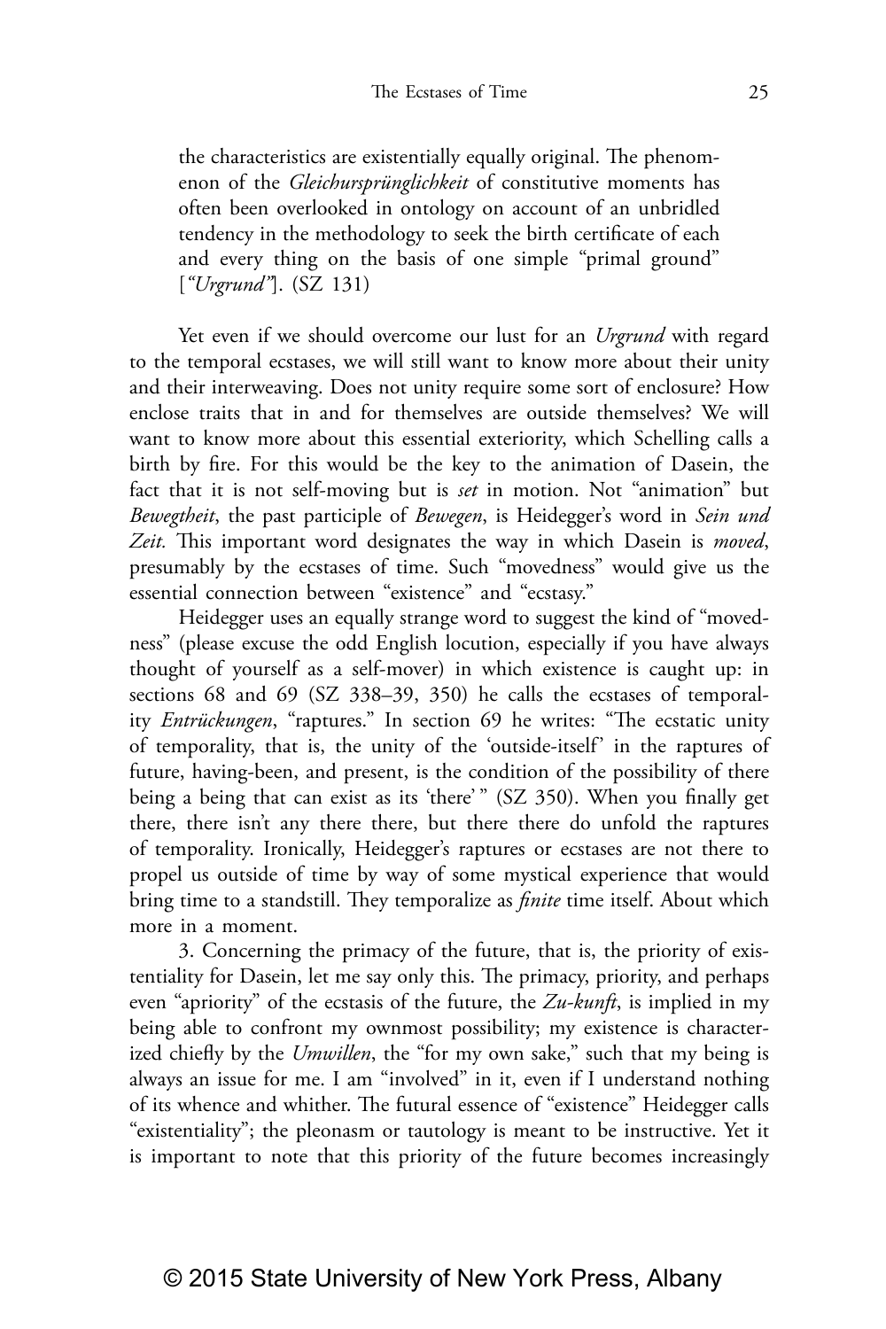> the characteristics are existentially equally original. The phenomenon of the *Gleichursprünglichkeit* of constitutive moments has often been overlooked in ontology on account of an unbridled tendency in the methodology to seek the birth certificate of each and every thing on the basis of one simple "primal ground" [*"Urgrund"*]. (SZ 131)

Yet even if we should overcome our lust for an *Urgrund* with regard to the temporal ecstases, we will still want to know more about their unity and their interweaving. Does not unity require some sort of enclosure? How enclose traits that in and for themselves are outside themselves? We will want to know more about this essential exteriority, which Schelling calls a birth by fire. For this would be the key to the animation of Dasein, the fact that it is not self-moving but is *set* in motion. Not "animation" but *Bewegtheit*, the past participle of *Bewegen*, is Heidegger's word in *Sein und Zeit.* This important word designates the way in which Dasein is *moved*, presumably by the ecstases of time. Such "movedness" would give us the essential connection between "existence" and "ecstasy."

Heidegger uses an equally strange word to suggest the kind of "movedness" (please excuse the odd English locution, especially if you have always thought of yourself as a self-mover) in which existence is caught up: in sections 68 and 69 (SZ 338–39, 350) he calls the ecstases of temporality *Entrückungen*, "raptures." In section 69 he writes: "The ecstatic unity of temporality, that is, the unity of the 'outside-itself' in the raptures of future, having-been, and present, is the condition of the possibility of there being a being that can exist as its 'there' " (SZ 350). When you finally get there, there isn't any there there, but there there do unfold the raptures of temporality. Ironically, Heidegger's raptures or ecstases are not there to propel us outside of time by way of some mystical experience that would bring time to a standstill. They temporalize as *finite* time itself. About which more in a moment.

3. Concerning the primacy of the future, that is, the priority of existentiality for Dasein, let me say only this. The primacy, priority, and perhaps even "apriority" of the ecstasis of the future, the *Zu-kunft*, is implied in my being able to confront my ownmost possibility; my existence is characterized chiefly by the *Umwillen*, the "for my own sake," such that my being is always an issue for me. I am "involved" in it, even if I understand nothing of its whence and whither. The futural essence of "existence" Heidegger calls "existentiality"; the pleonasm or tautology is meant to be instructive. Yet it is important to note that this priority of the future becomes increasingly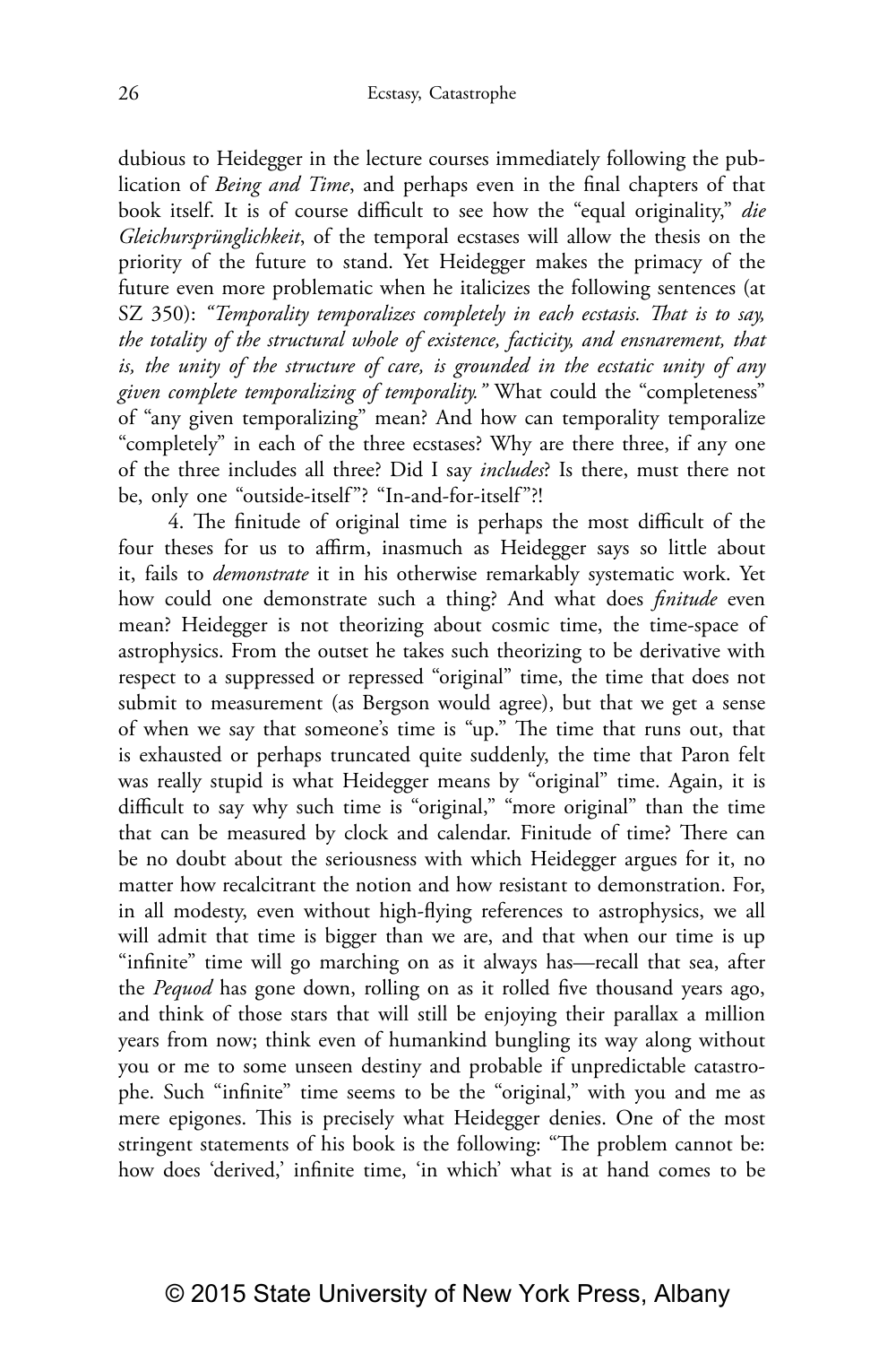dubious to Heidegger in the lecture courses immediately following the publication of *Being and Time*, and perhaps even in the final chapters of that book itself. It is of course difficult to see how the "equal originality," *die Gleichursprünglichkeit*, of the temporal ecstases will allow the thesis on the priority of the future to stand. Yet Heidegger makes the primacy of the future even more problematic when he italicizes the following sentences (at SZ 350): *"Temporality temporalizes completely in each ecstasis. That is to say, the totality of the structural whole of existence, facticity, and ensnarement, that is, the unity of the structure of care, is grounded in the ecstatic unity of any given complete temporalizing of temporality."* What could the "completeness" of "any given temporalizing" mean? And how can temporality temporalize "completely" in each of the three ecstases? Why are there three, if any one of the three includes all three? Did I say *includes*? Is there, must there not be, only one "outside-itself"? "In-and-for-itself"?!

4. The finitude of original time is perhaps the most difficult of the four theses for us to affirm, inasmuch as Heidegger says so little about it, fails to *demonstrate* it in his otherwise remarkably systematic work. Yet how could one demonstrate such a thing? And what does *finitude* even mean? Heidegger is not theorizing about cosmic time, the time-space of astrophysics. From the outset he takes such theorizing to be derivative with respect to a suppressed or repressed "original" time, the time that does not submit to measurement (as Bergson would agree), but that we get a sense of when we say that someone's time is "up." The time that runs out, that is exhausted or perhaps truncated quite suddenly, the time that Paron felt was really stupid is what Heidegger means by "original" time. Again, it is difficult to say why such time is "original," "more original" than the time that can be measured by clock and calendar. Finitude of time? There can be no doubt about the seriousness with which Heidegger argues for it, no matter how recalcitrant the notion and how resistant to demonstration. For, in all modesty, even without high-flying references to astrophysics, we all will admit that time is bigger than we are, and that when our time is up "infinite" time will go marching on as it always has—recall that sea, after the *Pequod* has gone down, rolling on as it rolled five thousand years ago, and think of those stars that will still be enjoying their parallax a million years from now; think even of humankind bungling its way along without you or me to some unseen destiny and probable if unpredictable catastrophe. Such "infinite" time seems to be the "original," with you and me as mere epigones. This is precisely what Heidegger denies. One of the most stringent statements of his book is the following: "The problem cannot be: how does 'derived,' infinite time, 'in which' what is at hand comes to be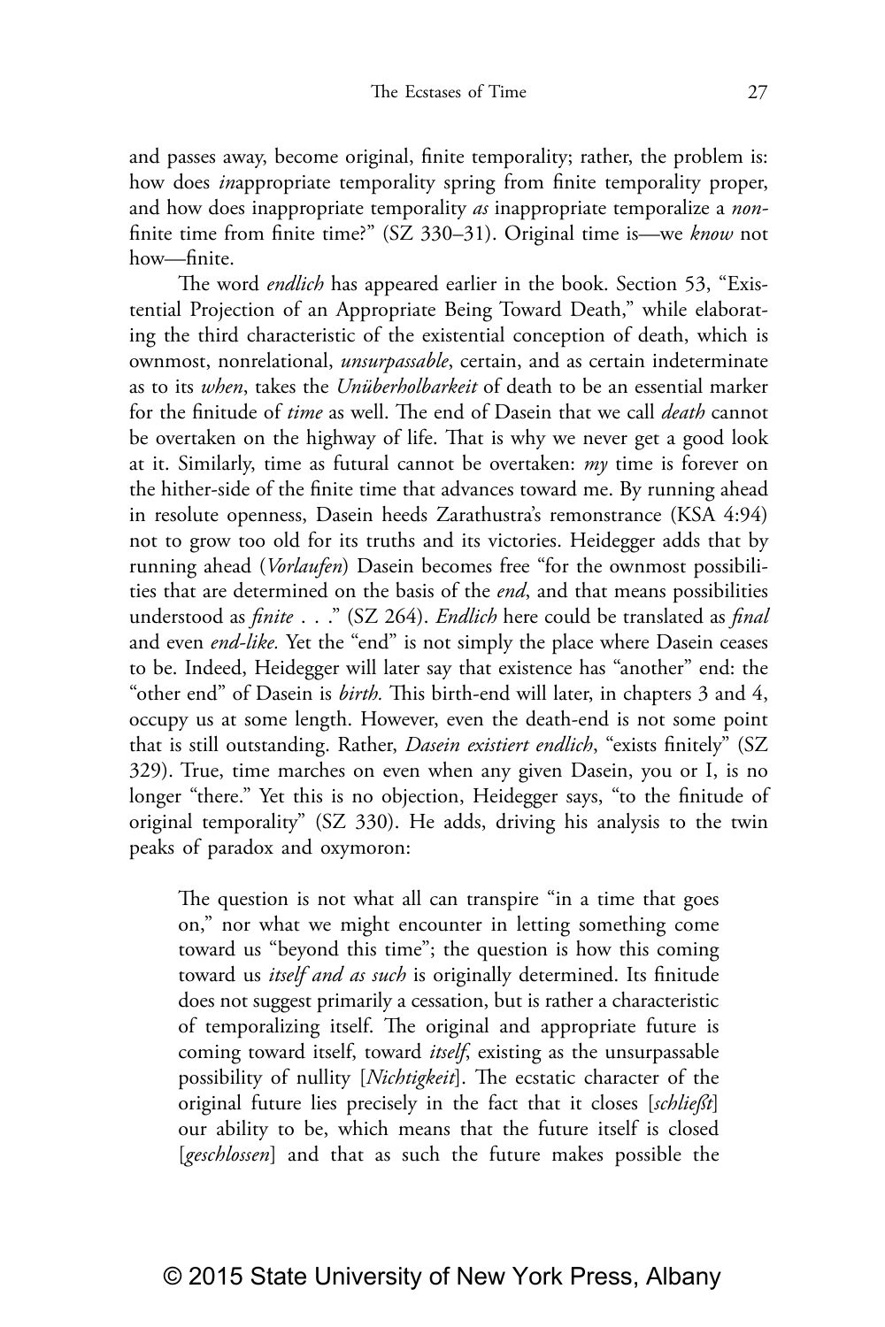and passes away, become original, finite temporality; rather, the problem is: how does *in*appropriate temporality spring from finite temporality proper, and how does inappropriate temporality *as* inappropriate temporalize a *non*-finite time from finite time?" (SZ 330–31). Original time is—we *know* not how—finite.

The word *endlich* has appeared earlier in the book. Section 53, "Existential Projection of an Appropriate Being Toward Death," while elaborating the third characteristic of the existential conception of death, which is ownmost, nonrelational, *unsurpassable*, certain, and as certain indeterminate as to its *when*, takes the *Unüberholbarkeit* of death to be an essential marker for the finitude of *time* as well. The end of Dasein that we call *death* cannot be overtaken on the highway of life. That is why we never get a good look at it. Similarly, time as futural cannot be overtaken: *my* time is forever on the hither-side of the finite time that advances toward me. By running ahead in resolute openness, Dasein heeds Zarathustra's remonstrance (KSA 4:94) not to grow too old for its truths and its victories. Heidegger adds that by running ahead (*Vorlaufen*) Dasein becomes free "for the ownmost possibilities that are determined on the basis of the *end*, and that means possibilities understood as *finite* . . ." (SZ 264). *Endlich* here could be translated as *final* and even *end-like.* Yet the "end" is not simply the place where Dasein ceases to be. Indeed, Heidegger will later say that existence has "another" end: the "other end" of Dasein is *birth.* This birth-end will later, in chapters 3 and 4, occupy us at some length. However, even the death-end is not some point that is still outstanding. Rather, *Dasein existiert endlich*, "exists finitely" (SZ 329). True, time marches on even when any given Dasein, you or I, is no longer "there." Yet this is no objection, Heidegger says, "to the finitude of original temporality" (SZ 330). He adds, driving his analysis to the twin peaks of paradox and oxymoron:

> The question is not what all can transpire "in a time that goes on," nor what we might encounter in letting something come toward us "beyond this time"; the question is how this coming toward us *itself and as such* is originally determined. Its finitude does not suggest primarily a cessation, but is rather a characteristic of temporalizing itself. The original and appropriate future is coming toward itself, toward *itself*, existing as the unsurpassable possibility of nullity [*Nichtigkeit*]. The ecstatic character of the original future lies precisely in the fact that it closes [*schließt*] our ability to be, which means that the future itself is closed [*geschlossen*] and that as such the future makes possible the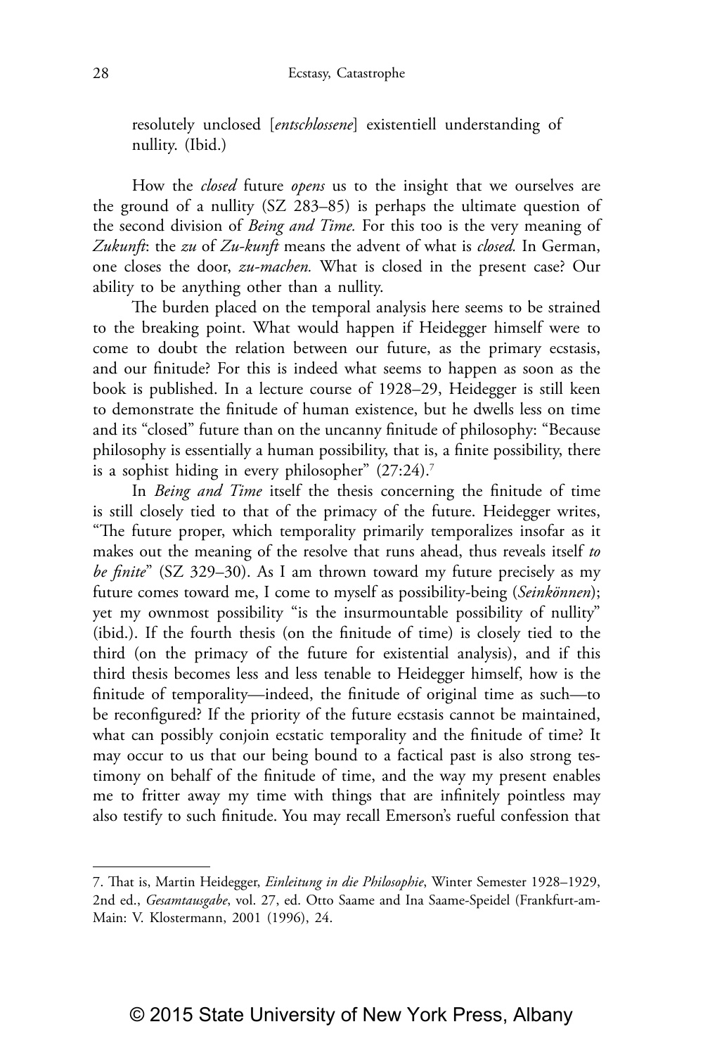resolutely unclosed [*entschlossene*] existentiell understanding of nullity. (Ibid.)

How the *closed* future *opens* us to the insight that we ourselves are the ground of a nullity (SZ 283–85) is perhaps the ultimate question of the second division of *Being and Time.* For this too is the very meaning of *Zukunft*: the *zu* of *Zu-kunft* means the advent of what is *closed.* In German, one closes the door, *zu-machen.* What is closed in the present case? Our ability to be anything other than a nullity.

The burden placed on the temporal analysis here seems to be strained to the breaking point. What would happen if Heidegger himself were to come to doubt the relation between our future, as the primary ecstasis, and our finitude? For this is indeed what seems to happen as soon as the book is published. In a lecture course of 1928–29, Heidegger is still keen to demonstrate the finitude of human existence, but he dwells less on time and its "closed" future than on the uncanny finitude of philosophy: "Because philosophy is essentially a human possibility, that is, a finite possibility, there is a sophist hiding in every philosopher" (27:24).[7]

In *Being and Time* itself the thesis concerning the finitude of time is still closely tied to that of the primacy of the future. Heidegger writes, "The future proper, which temporality primarily temporalizes insofar as it makes out the meaning of the resolve that runs ahead, thus reveals itself *to be finite*" (SZ 329–30). As I am thrown toward my future precisely as my future comes toward me, I come to myself as possibility-being (*Seinkönnen*); yet my ownmost possibility "is the insurmountable possibility of nullity" (ibid.). If the fourth thesis (on the finitude of time) is closely tied to the third (on the primacy of the future for existential analysis), and if this third thesis becomes less and less tenable to Heidegger himself, how is the finitude of temporality—indeed, the finitude of original time as such—to be reconfigured? If the priority of the future ecstasis cannot be maintained, what can possibly conjoin ecstatic temporality and the finitude of time? It may occur to us that our being bound to a factical past is also strong testimony on behalf of the finitude of time, and the way my present enables me to fritter away my time with things that are infinitely pointless may also testify to such finitude. You may recall Emerson's rueful confession that

7. That is, Martin Heidegger, *Einleitung in die Philosophie*, Winter Semester 1928–1929, 2nd ed., *Gesamtausgabe*, vol. 27, ed. Otto Saame and Ina Saame-Speidel (Frankfurt-am-Main: V. Klostermann, 2001 (1996), 24.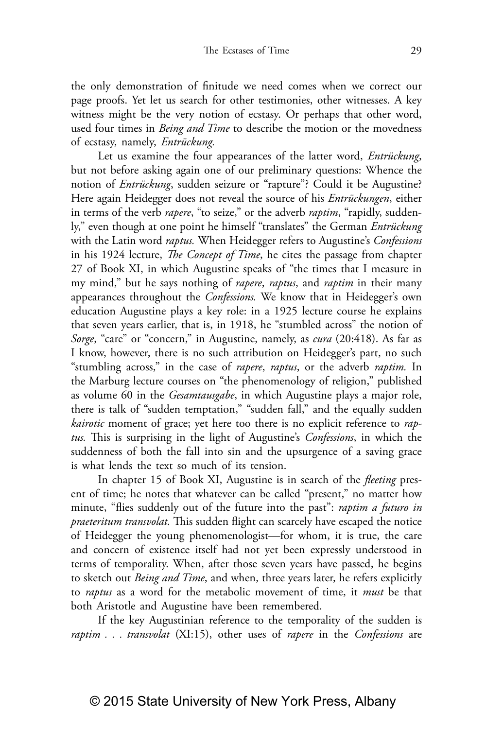the only demonstration of finitude we need comes when we correct our page proofs. Yet let us search for other testimonies, other witnesses. A key witness might be the very notion of ecstasy. Or perhaps that other word, used four times in *Being and Time* to describe the motion or the movedness of ecstasy, namely, *Entrückung.*

Let us examine the four appearances of the latter word, *Entrückung*, but not before asking again one of our preliminary questions: Whence the notion of *Entrückung*, sudden seizure or "rapture"? Could it be Augustine? Here again Heidegger does not reveal the source of his *Entrückungen*, either in terms of the verb *rapere*, "to seize," or the adverb *raptim*, "rapidly, suddenly," even though at one point he himself "translates" the German *Entrückung* with the Latin word *raptus.* When Heidegger refers to Augustine's *Confessions* in his 1924 lecture, *The Concept of Time*, he cites the passage from chapter 27 of Book XI, in which Augustine speaks of "the times that I measure in my mind," but he says nothing of *rapere*, *raptus*, and *raptim* in their many appearances throughout the *Confessions.* We know that in Heidegger's own education Augustine plays a key role: in a 1925 lecture course he explains that seven years earlier, that is, in 1918, he "stumbled across" the notion of *Sorge*, "care" or "concern," in Augustine, namely, as *cura* (20:418). As far as I know, however, there is no such attribution on Heidegger's part, no such "stumbling across," in the case of *rapere*, *raptus*, or the adverb *raptim.* In the Marburg lecture courses on "the phenomenology of religion," published as volume 60 in the *Gesamtausgabe*, in which Augustine plays a major role, there is talk of "sudden temptation," "sudden fall," and the equally sudden *kairotic* moment of grace; yet here too there is no explicit reference to *raptus.* This is surprising in the light of Augustine's *Confessions*, in which the suddenness of both the fall into sin and the upsurgence of a saving grace is what lends the text so much of its tension.

In chapter 15 of Book XI, Augustine is in search of the *fleeting* present of time; he notes that whatever can be called "present," no matter how minute, "flies suddenly out of the future into the past": *raptim a futuro in praeteritum transvolat.* This sudden flight can scarcely have escaped the notice of Heidegger the young phenomenologist—for whom, it is true, the care and concern of existence itself had not yet been expressly understood in terms of temporality. When, after those seven years have passed, he begins to sketch out *Being and Time*, and when, three years later, he refers explicitly to *raptus* as a word for the metabolic movement of time, it *must* be that both Aristotle and Augustine have been remembered.

If the key Augustinian reference to the temporality of the sudden is *raptim . . . transvolat* (XI:15), other uses of *rapere* in the *Confessions* are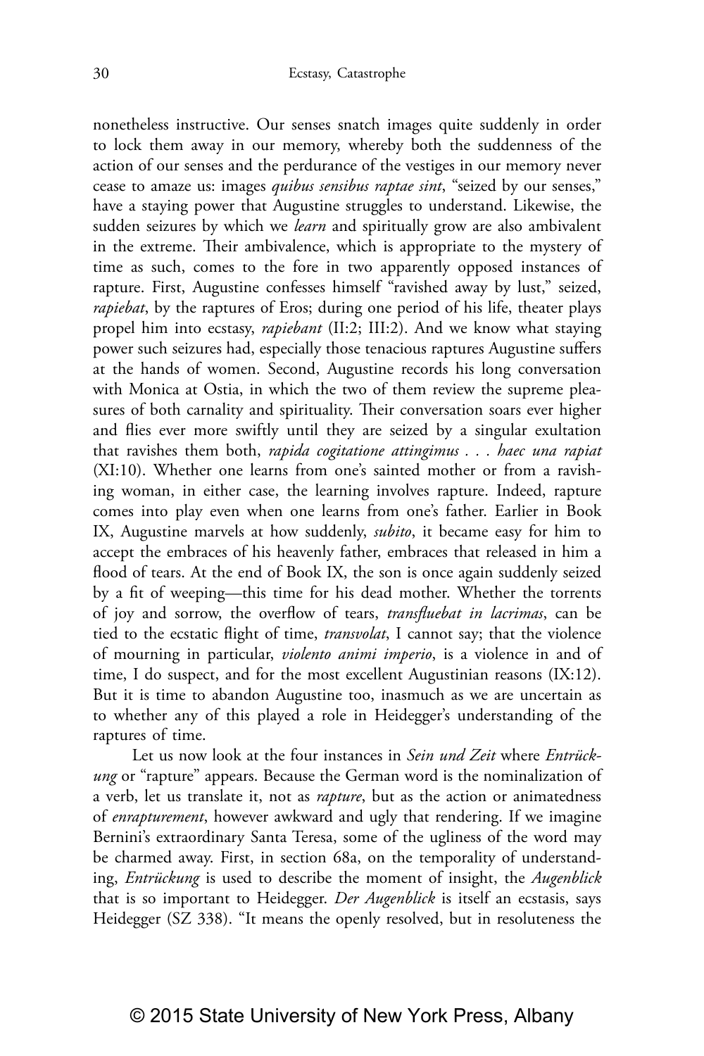nonetheless instructive. Our senses snatch images quite suddenly in order to lock them away in our memory, whereby both the suddenness of the action of our senses and the perdurance of the vestiges in our memory never cease to amaze us: images *quibus sensibus raptae sint*, "seized by our senses," have a staying power that Augustine struggles to understand. Likewise, the sudden seizures by which we *learn* and spiritually grow are also ambivalent in the extreme. Their ambivalence, which is appropriate to the mystery of time as such, comes to the fore in two apparently opposed instances of rapture. First, Augustine confesses himself "ravished away by lust," seized, *rapiebat*, by the raptures of Eros; during one period of his life, theater plays propel him into ecstasy, *rapiebant* (II:2; III:2). And we know what staying power such seizures had, especially those tenacious raptures Augustine suffers at the hands of women. Second, Augustine records his long conversation with Monica at Ostia, in which the two of them review the supreme pleasures of both carnality and spirituality. Their conversation soars ever higher and flies ever more swiftly until they are seized by a singular exultation that ravishes them both, *rapida cogitatione attingimus . . . haec una rapiat* (XI:10). Whether one learns from one's sainted mother or from a ravishing woman, in either case, the learning involves rapture. Indeed, rapture comes into play even when one learns from one's father. Earlier in Book IX, Augustine marvels at how suddenly, *subito*, it became easy for him to accept the embraces of his heavenly father, embraces that released in him a flood of tears. At the end of Book IX, the son is once again suddenly seized by a fit of weeping—this time for his dead mother. Whether the torrents of joy and sorrow, the overflow of tears, *transfluebat in lacrimas*, can be tied to the ecstatic flight of time, *transvolat*, I cannot say; that the violence of mourning in particular, *violento animi imperio*, is a violence in and of time, I do suspect, and for the most excellent Augustinian reasons (IX:12). But it is time to abandon Augustine too, inasmuch as we are uncertain as to whether any of this played a role in Heidegger's understanding of the raptures of time.

Let us now look at the four instances in *Sein und Zeit* where *Entrückung* or "rapture" appears. Because the German word is the nominalization of a verb, let us translate it, not as *rapture*, but as the action or animatedness of *enrapturement*, however awkward and ugly that rendering. If we imagine Bernini's extraordinary Santa Teresa, some of the ugliness of the word may be charmed away. First, in section 68a, on the temporality of understanding, *Entrückung* is used to describe the moment of insight, the *Augenblick* that is so important to Heidegger. *Der Augenblick* is itself an ecstasis, says Heidegger (SZ 338). "It means the openly resolved, but in resoluteness the